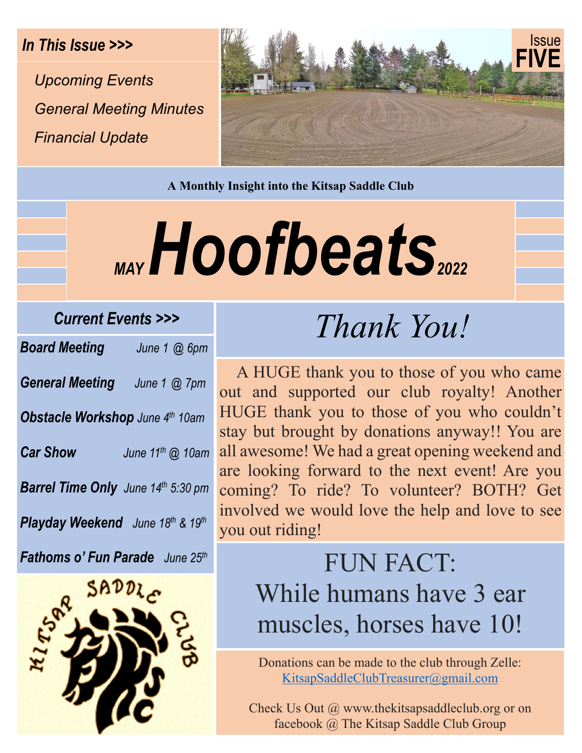*In This Issue >>>*

*Upcoming Events*

*General Meeting Minutes*

*Financial Update*

Issue **FIVE**

**A Monthly Insight into the Kitsap Saddle Club**

# *MAY Hoofbeats 2022*

## *Current Events >>>*

| Event | Date |
|---|---|
| ***Board Meeting*** | *June 1 @ 6pm* |
| ***General Meeting*** | *June 1 @ 7pm* |
| ***Obstacle Workshop*** | *June 4th 10am* |
| ***Car Show*** | *June 11th @ 10am* |
| ***Barrel Time Only*** | *June 14th 5:30 pm* |
| ***Playday Weekend*** | *June 18th & 19th* |
| ***Fathoms o' Fun Parade*** | *June 25th* |

# *Thank You!*

A HUGE thank you to those of you who came out and supported our club royalty! Another HUGE thank you to those of you who couldn't stay but brought by donations anyway!! You are all awesome! We had a great opening weekend and are looking forward to the next event! Are you coming? To ride? To volunteer? BOTH? Get involved we would love the help and love to see you out riding!

## FUN FACT: While humans have 3 ear muscles, horses have 10!

Donations can be made to the club through Zelle: KitsapSaddleClubTreasurer@gmail.com

Check Us Out @ www.thekitsapsaddleclub.org or on facebook @ The Kitsap Saddle Club Group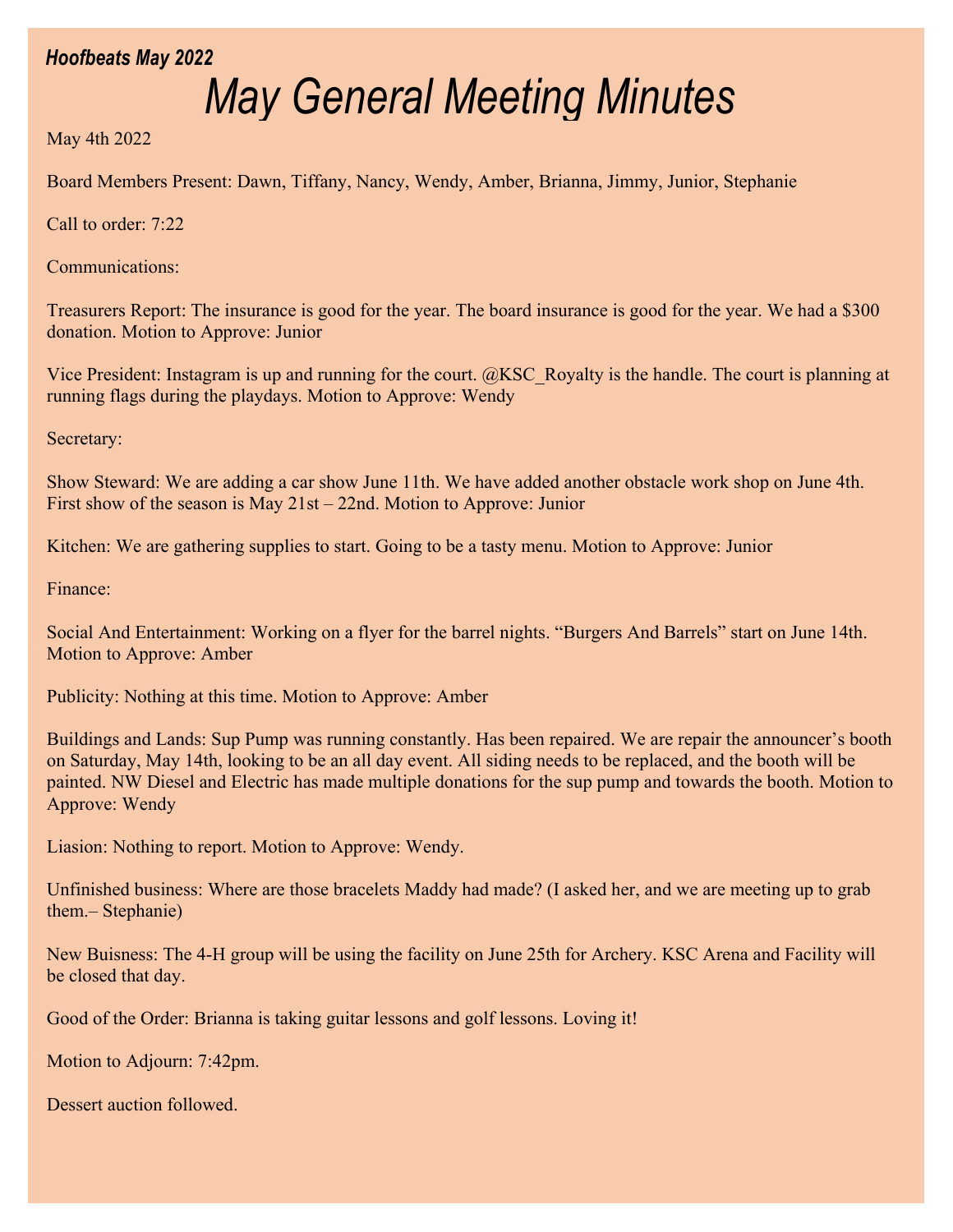# May General Meeting Minutes

May 4th 2022

Board Members Present: Dawn, Tiffany, Nancy, Wendy, Amber, Brianna, Jimmy, Junior, Stephanie

Call to order: 7:22

Communications:

Treasurers Report: The insurance is good for the year. The board insurance is good for the year. We had a $300 donation. Motion to Approve: Junior

Vice President: Instagram is up and running for the court. @KSC_Royalty is the handle. The court is planning at running flags during the playdays. Motion to Approve: Wendy

Secretary:

Show Steward: We are adding a car show June 11th. We have added another obstacle work shop on June 4th. First show of the season is May 21st – 22nd. Motion to Approve: Junior

Kitchen: We are gathering supplies to start. Going to be a tasty menu. Motion to Approve: Junior

Finance:

Social And Entertainment: Working on a flyer for the barrel nights. "Burgers And Barrels" start on June 14th. Motion to Approve: Amber

Publicity: Nothing at this time. Motion to Approve: Amber

Buildings and Lands: Sup Pump was running constantly. Has been repaired. We are repair the announcer's booth on Saturday, May 14th, looking to be an all day event. All siding needs to be replaced, and the booth will be painted. NW Diesel and Electric has made multiple donations for the sup pump and towards the booth. Motion to Approve: Wendy

Liasion: Nothing to report. Motion to Approve: Wendy.

Unfinished business: Where are those bracelets Maddy had made? (I asked her, and we are meeting up to grab them.– Stephanie)

New Buisness: The 4-H group will be using the facility on June 25th for Archery. KSC Arena and Facility will be closed that day.

Good of the Order: Brianna is taking guitar lessons and golf lessons. Loving it!

Motion to Adjourn: 7:42pm.

Dessert auction followed.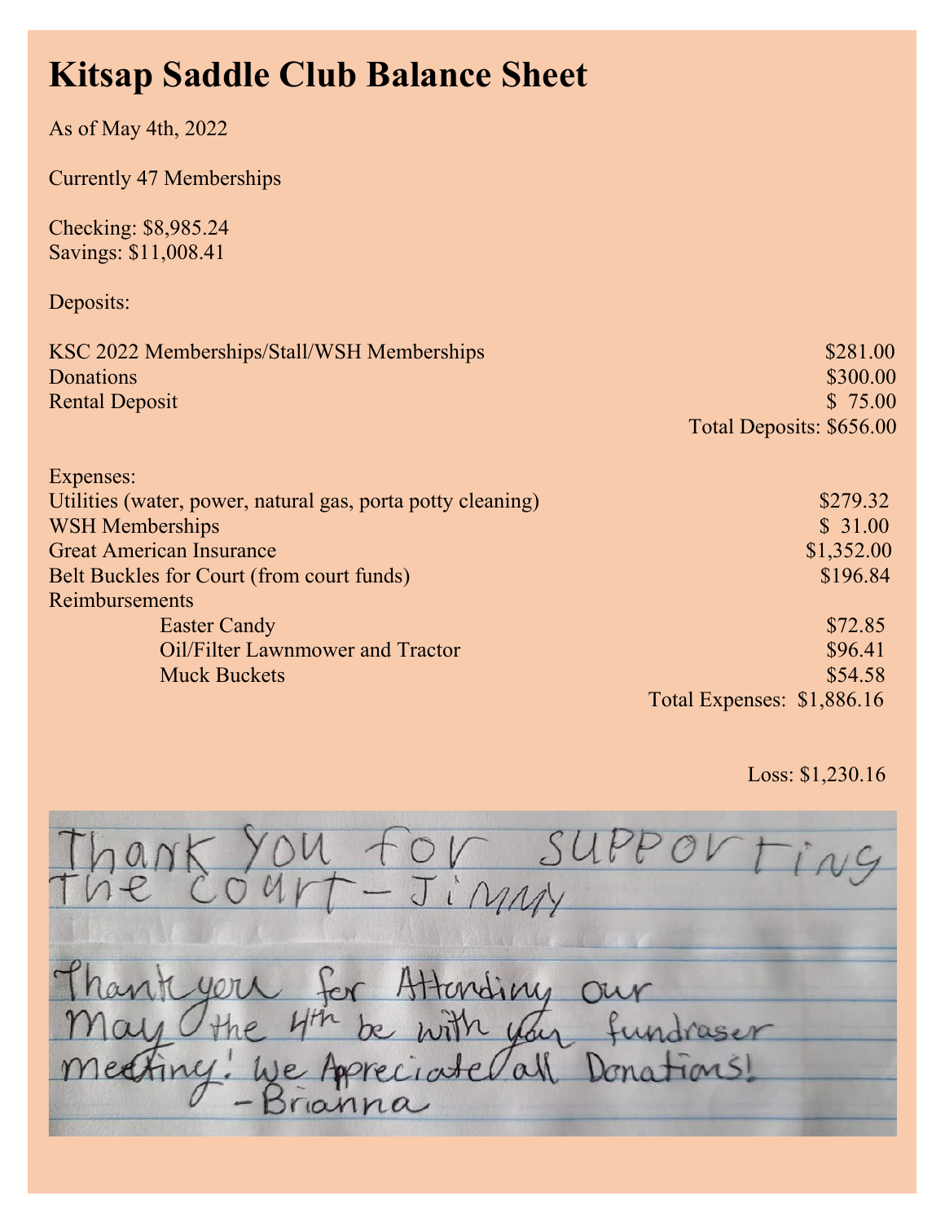# Kitsap Saddle Club Balance Sheet

As of May 4th, 2022

Currently 47 Memberships

Checking: $8,985.24
Savings: $11,008.41

Deposits:

| | |
|---|---|
| KSC 2022 Memberships/Stall/WSH Memberships | $281.00 |
| Donations | $300.00 |
| Rental Deposit | $ 75.00 |
| | Total Deposits: $656.00 |

| | |
|---|---|
| Expenses: | |
| Utilities (water, power, natural gas, porta potty cleaning) | $279.32 |
| WSH Memberships | $ 31.00 |
| Great American Insurance | $1,352.00 |
| Belt Buckles for Court (from court funds) | $196.84 |
| Reimbursements | |
| Easter Candy | $72.85 |
| Oil/Filter Lawnmower and Tractor | $96.41 |
| Muck Buckets | $54.58 |
| | Total Expenses: $1,886.16 |

Loss: $1,230.16

Thank you for supporting the court - Jimmy

Thank you for Attending our May the 4th be with you fundraser meeting! We Appreciate all Donations!
-Brianna